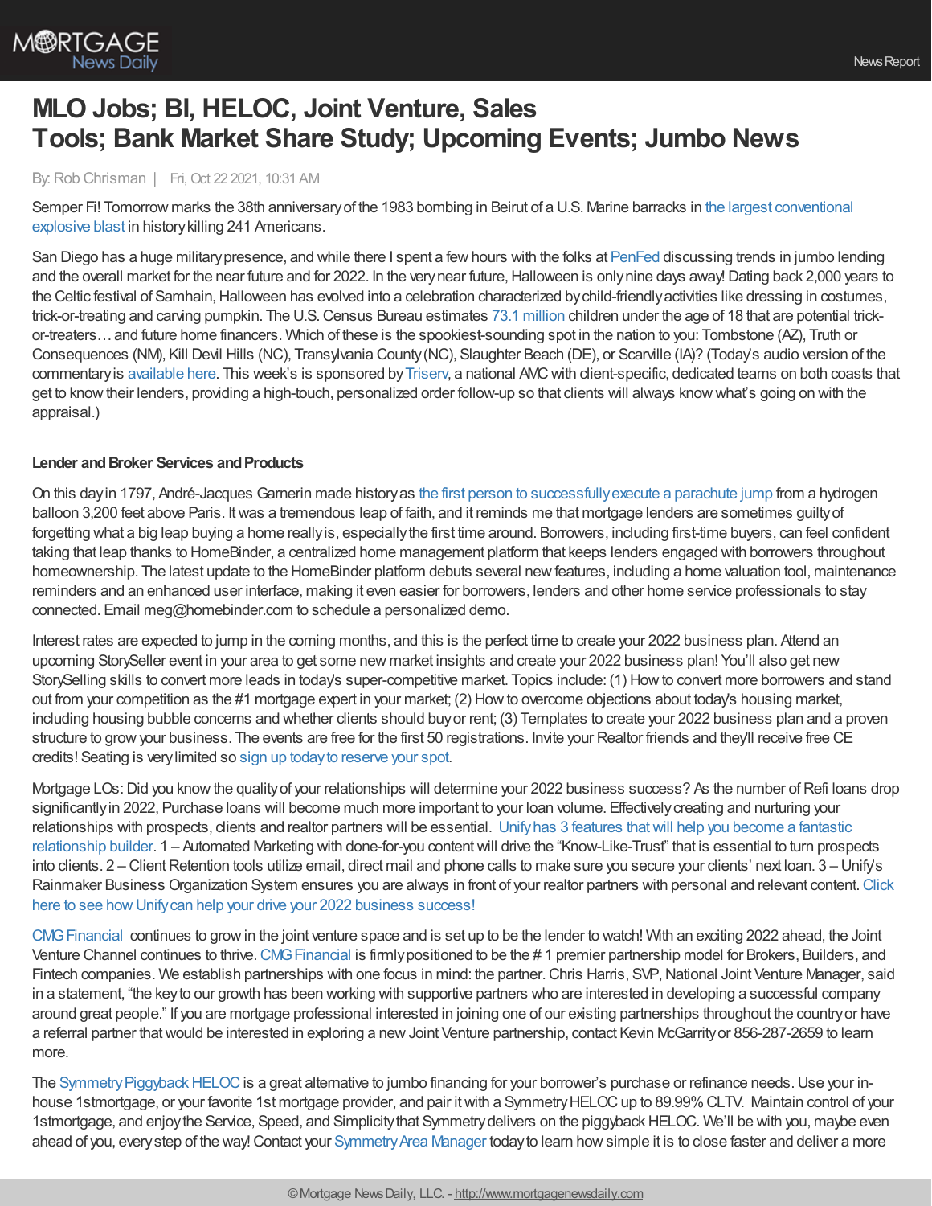# MLO Jobs; BI, HELOC, Joint Venture, Sales Tools; Bank Market Share Study; Upcoming Events; Jumbo News

By: Rob Chrisman | Fri, Oct 22 2021, 10:31 AM

Semper Fi! Tomorrow marks the 38th anniversary of the 1983 bombing in Beirut of a U.S. Marine barracks in the largest conventional explosive blast in history killing 241 Americans.

San Diego has a huge military presence, and while there I spent a few hours with the folks at PenFed discussing trends in jumbo lending and the overall market for the near future and for 2022. In the very near future, Halloween is only nine days away! Dating back 2,000 years to the Celtic festival of Samhain, Halloween has evolved into a celebration characterized by child-friendly activities like dressing in costumes, trick-or-treating and carving pumpkin. The U.S. Census Bureau estimates 73.1 million children under the age of 18 that are potential trick-or-treaters… and future home financers. Which of these is the spookiest-sounding spot in the nation to you: Tombstone (AZ), Truth or Consequences (NM), Kill Devil Hills (NC), Transylvania County (NC), Slaughter Beach (DE), or Scarville (IA)? (Today's audio version of the commentary is available here. This week's is sponsored by Triserv, a national AMC with client-specific, dedicated teams on both coasts that get to know their lenders, providing a high-touch, personalized order follow-up so that clients will always know what's going on with the appraisal.)

**Lender and Broker Services and Products**

On this day in 1797, André-Jacques Garnerin made history as the first person to successfully execute a parachute jump from a hydrogen balloon 3,200 feet above Paris. It was a tremendous leap of faith, and it reminds me that mortgage lenders are sometimes guilty of forgetting what a big leap buying a home really is, especially the first time around. Borrowers, including first-time buyers, can feel confident taking that leap thanks to HomeBinder, a centralized home management platform that keeps lenders engaged with borrowers throughout homeownership. The latest update to the HomeBinder platform debuts several new features, including a home valuation tool, maintenance reminders and an enhanced user interface, making it even easier for borrowers, lenders and other home service professionals to stay connected. Email meg@homebinder.com to schedule a personalized demo.

Interest rates are expected to jump in the coming months, and this is the perfect time to create your 2022 business plan. Attend an upcoming StorySeller event in your area to get some new market insights and create your 2022 business plan! You'll also get new StorySelling skills to convert more leads in today's super-competitive market. Topics include: (1) How to convert more borrowers and stand out from your competition as the #1 mortgage expert in your market; (2) How to overcome objections about today's housing market, including housing bubble concerns and whether clients should buy or rent; (3) Templates to create your 2022 business plan and a proven structure to grow your business. The events are free for the first 50 registrations. Invite your Realtor friends and they'll receive free CE credits! Seating is very limited so sign up today to reserve your spot.

Mortgage LOs: Did you know the quality of your relationships will determine your 2022 business success? As the number of Refi loans drop significantly in 2022, Purchase loans will become much more important to your loan volume. Effectively creating and nurturing your relationships with prospects, clients and realtor partners will be essential. Unify has 3 features that will help you become a fantastic relationship builder. 1 – Automated Marketing with done-for-you content will drive the "Know-Like-Trust" that is essential to turn prospects into clients. 2 – Client Retention tools utilize email, direct mail and phone calls to make sure you secure your clients' next loan. 3 – Unify's Rainmaker Business Organization System ensures you are always in front of your realtor partners with personal and relevant content. Click here to see how Unify can help your drive your 2022 business success!

CMG Financial continues to grow in the joint venture space and is set up to be the lender to watch! With an exciting 2022 ahead, the Joint Venture Channel continues to thrive. CMG Financial is firmly positioned to be the # 1 premier partnership model for Brokers, Builders, and Fintech companies. We establish partnerships with one focus in mind: the partner. Chris Harris, SVP, National Joint Venture Manager, said in a statement, "the key to our growth has been working with supportive partners who are interested in developing a successful company around great people." If you are mortgage professional interested in joining one of our existing partnerships throughout the country or have a referral partner that would be interested in exploring a new Joint Venture partnership, contact Kevin McGarrity or 856-287-2659 to learn more.

The Symmetry Piggyback HELOC is a great alternative to jumbo financing for your borrower's purchase or refinance needs. Use your in-house 1st mortgage, or your favorite 1st mortgage provider, and pair it with a Symmetry HELOC up to 89.99% CLTV. Maintain control of your 1st mortgage, and enjoy the Service, Speed, and Simplicity that Symmetry delivers on the piggyback HELOC. We'll be with you, maybe even ahead of you, every step of the way! Contact your Symmetry Area Manager today to learn how simple it is to close faster and deliver a more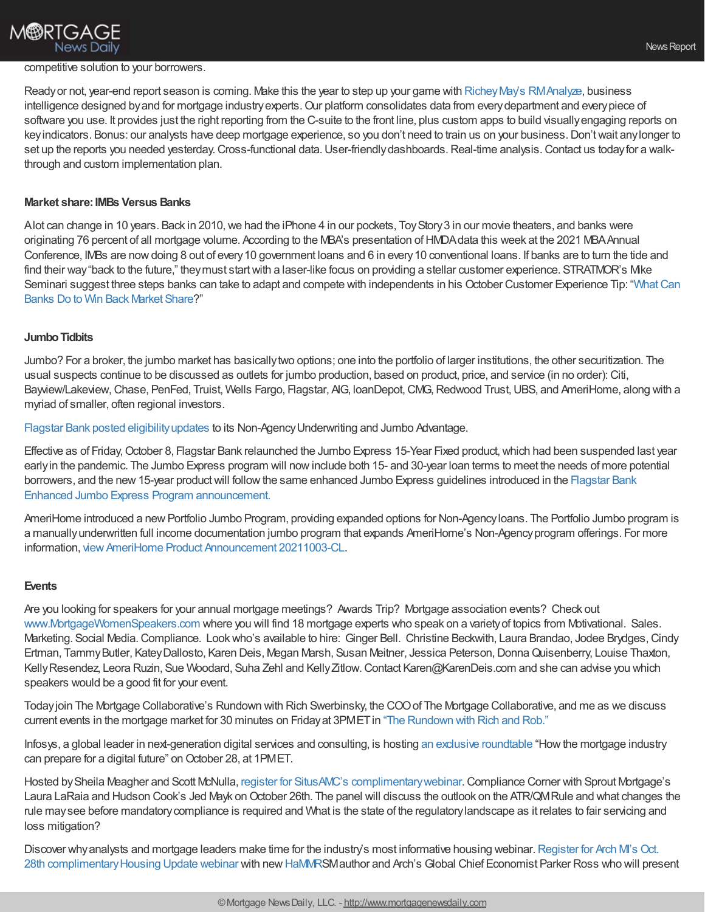competitive solution to your borrowers.

Ready or not, year-end report season is coming. Make this the year to step up your game with Richey May's RM Analyze, business intelligence designed by and for mortgage industry experts. Our platform consolidates data from every department and every piece of software you use. It provides just the right reporting from the C-suite to the front line, plus custom apps to build visually engaging reports on key indicators. Bonus: our analysts have deep mortgage experience, so you don't need to train us on your business. Don't wait any longer to set up the reports you needed yesterday. Cross-functional data. User-friendly dashboards. Real-time analysis. Contact us today for a walk-through and custom implementation plan.

**Market share: IMBs Versus Banks**

A lot can change in 10 years. Back in 2010, we had the iPhone 4 in our pockets, Toy Story 3 in our movie theaters, and banks were originating 76 percent of all mortgage volume. According to the MBA's presentation of HMDA data this week at the 2021 MBA Annual Conference, IMBs are now doing 8 out of every 10 government loans and 6 in every 10 conventional loans. If banks are to turn the tide and find their way "back to the future," they must start with a laser-like focus on providing a stellar customer experience. STRATMOR's Mike Seminari suggest three steps banks can take to adapt and compete with independents in his October Customer Experience Tip: "What Can Banks Do to Win Back Market Share?"

**Jumbo Tidbits**

Jumbo? For a broker, the jumbo market has basically two options; one into the portfolio of larger institutions, the other securitization. The usual suspects continue to be discussed as outlets for jumbo production, based on product, price, and service (in no order): Citi, Bayview/Lakeview, Chase, PenFed, Truist, Wells Fargo, Flagstar, AIG, loanDepot, CMG, Redwood Trust, UBS, and AmeriHome, along with a myriad of smaller, often regional investors.

Flagstar Bank posted eligibility updates to its Non-Agency Underwriting and Jumbo Advantage.

Effective as of Friday, October 8, Flagstar Bank relaunched the Jumbo Express 15-Year Fixed product, which had been suspended last year early in the pandemic. The Jumbo Express program will now include both 15- and 30-year loan terms to meet the needs of more potential borrowers, and the new 15-year product will follow the same enhanced Jumbo Express guidelines introduced in the Flagstar Bank Enhanced Jumbo Express Program announcement.

AmeriHome introduced a new Portfolio Jumbo Program, providing expanded options for Non-Agency loans. The Portfolio Jumbo program is a manually underwritten full income documentation jumbo program that expands AmeriHome's Non-Agency program offerings. For more information, view AmeriHome Product Announcement 20211003-CL.

**Events**

Are you looking for speakers for your annual mortgage meetings? Awards Trip? Mortgage association events? Check out www.MortgageWomenSpeakers.com where you will find 18 mortgage experts who speak on a variety of topics from Motivational. Sales. Marketing. Social Media. Compliance. Look who's available to hire: Ginger Bell. Christine Beckwith, Laura Brandao, Jodee Brydges, Cindy Ertman, Tammy Butler, Katey Dallosto, Karen Deis, Megan Marsh, Susan Meitner, Jessica Peterson, Donna Quisenberry, Louise Thaxton, Kelly Resendez, Leora Ruzin, Sue Woodard, Suha Zehl and Kelly Zitlow. Contact Karen@KarenDeis.com and she can advise you which speakers would be a good fit for your event.

Today join The Mortgage Collaborative's Rundown with Rich Swerbinsky, the COO of The Mortgage Collaborative, and me as we discuss current events in the mortgage market for 30 minutes on Friday at 3PM ET in "The Rundown with Rich and Rob."

Infosys, a global leader in next-generation digital services and consulting, is hosting an exclusive roundtable "How the mortgage industry can prepare for a digital future" on October 28, at 1PM ET.

Hosted by Sheila Meagher and Scott McNulla, register for SitusAMC's complimentary webinar. Compliance Corner with Sprout Mortgage's Laura LaRaia and Hudson Cook's Jed Mayk on October 26th. The panel will discuss the outlook on the ATR/QM Rule and what changes the rule may see before mandatory compliance is required and What is the state of the regulatory landscape as it relates to fair servicing and loss mitigation?

Discover why analysts and mortgage leaders make time for the industry's most informative housing webinar. Register for Arch MI's Oct. 28th complimentary Housing Update webinar with new HaMMRSM author and Arch's Global Chief Economist Parker Ross who will present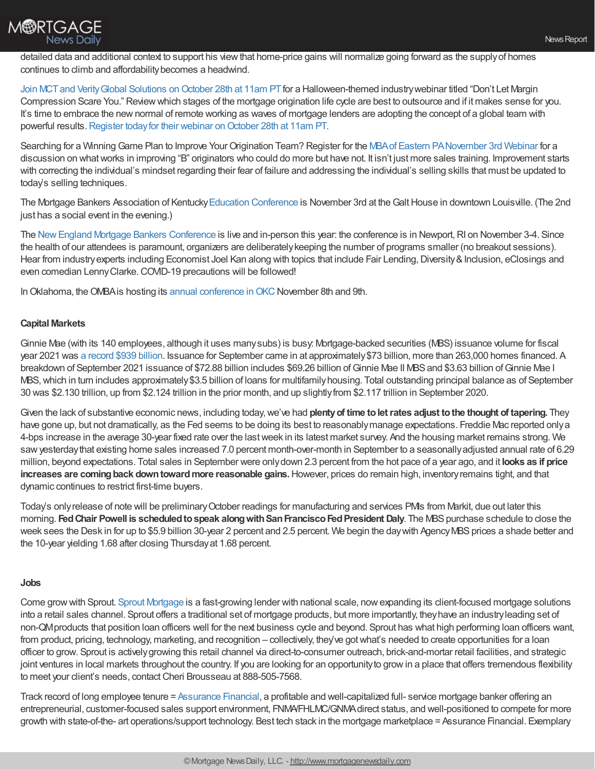detailed data and additional context to support his view that home-price gains will normalize going forward as the supply of homes continues to climb and affordability becomes a headwind.

Join MCT and Verity Global Solutions on October 28th at 11am PT for a Halloween-themed industry webinar titled "Don't Let Margin Compression Scare You." Review which stages of the mortgage origination life cycle are best to outsource and if it makes sense for you. It's time to embrace the new normal of remote working as waves of mortgage lenders are adopting the concept of a global team with powerful results. Register today for their webinar on October 28th at 11am PT.

Searching for a Winning Game Plan to Improve Your Origination Team? Register for the MBA of Eastern PA November 3rd Webinar for a discussion on what works in improving "B" originators who could do more but have not. It isn't just more sales training. Improvement starts with correcting the individual's mindset regarding their fear of failure and addressing the individual's selling skills that must be updated to today's selling techniques.

The Mortgage Bankers Association of Kentucky Education Conference is November 3rd at the Galt House in downtown Louisville. (The 2nd just has a social event in the evening.)

The New England Mortgage Bankers Conference is live and in-person this year: the conference is in Newport, RI on November 3-4. Since the health of our attendees is paramount, organizers are deliberately keeping the number of programs smaller (no breakout sessions). Hear from industry experts including Economist Joel Kan along with topics that include Fair Lending, Diversity & Inclusion, eClosings and even comedian Lenny Clarke. COVID-19 precautions will be followed!

In Oklahoma, the OMBA is hosting its annual conference in OKC November 8th and 9th.

### Capital Markets

Ginnie Mae (with its 140 employees, although it uses many subs) is busy: Mortgage-backed securities (MBS) issuance volume for fiscal year 2021 was a record $939 billion. Issuance for September came in at approximately $73 billion, more than 263,000 homes financed. A breakdown of September 2021 issuance of $72.88 billion includes $69.26 billion of Ginnie Mae II MBS and $3.63 billion of Ginnie Mae I MBS, which in turn includes approximately $3.5 billion of loans for multifamily housing. Total outstanding principal balance as of September 30 was $2.130 trillion, up from $2.124 trillion in the prior month, and up slightly from $2.117 trillion in September 2020.

Given the lack of substantive economic news, including today, we've had **plenty of time to let rates adjust to the thought of tapering.** They have gone up, but not dramatically, as the Fed seems to be doing its best to reasonably manage expectations. Freddie Mac reported only a 4-bps increase in the average 30-year fixed rate over the last week in its latest market survey. And the housing market remains strong. We saw yesterday that existing home sales increased 7.0 percent month-over-month in September to a seasonally adjusted annual rate of 6.29 million, beyond expectations. Total sales in September were only down 2.3 percent from the hot pace of a year ago, and it **looks as if price increases are coming back down toward more reasonable gains.** However, prices do remain high, inventory remains tight, and that dynamic continues to restrict first-time buyers.

Today's only release of note will be preliminary October readings for manufacturing and services PMIs from Markit, due out later this morning. **Fed Chair Powell is scheduled to speak along with San Francisco Fed President Daly**. The MBS purchase schedule to close the week sees the Desk in for up to $5.9 billion 30-year 2 percent and 2.5 percent. We begin the day with Agency MBS prices a shade better and the 10-year yielding 1.68 after closing Thursday at 1.68 percent.

### Jobs

Come grow with Sprout. Sprout Mortgage is a fast-growing lender with national scale, now expanding its client-focused mortgage solutions into a retail sales channel. Sprout offers a traditional set of mortgage products, but more importantly, they have an industry leading set of non-QM products that position loan officers well for the next business cycle and beyond. Sprout has what high performing loan officers want, from product, pricing, technology, marketing, and recognition – collectively, they've got what's needed to create opportunities for a loan officer to grow. Sprout is actively growing this retail channel via direct-to-consumer outreach, brick-and-mortar retail facilities, and strategic joint ventures in local markets throughout the country. If you are looking for an opportunity to grow in a place that offers tremendous flexibility to meet your client's needs, contact Cheri Brousseau at 888-505-7568.

Track record of long employee tenure = Assurance Financial, a profitable and well-capitalized full- service mortgage banker offering an entrepreneurial, customer-focused sales support environment, FNMA/FHLMC/GNMA direct status, and well-positioned to compete for more growth with state-of-the- art operations/support technology. Best tech stack in the mortgage marketplace = Assurance Financial. Exemplary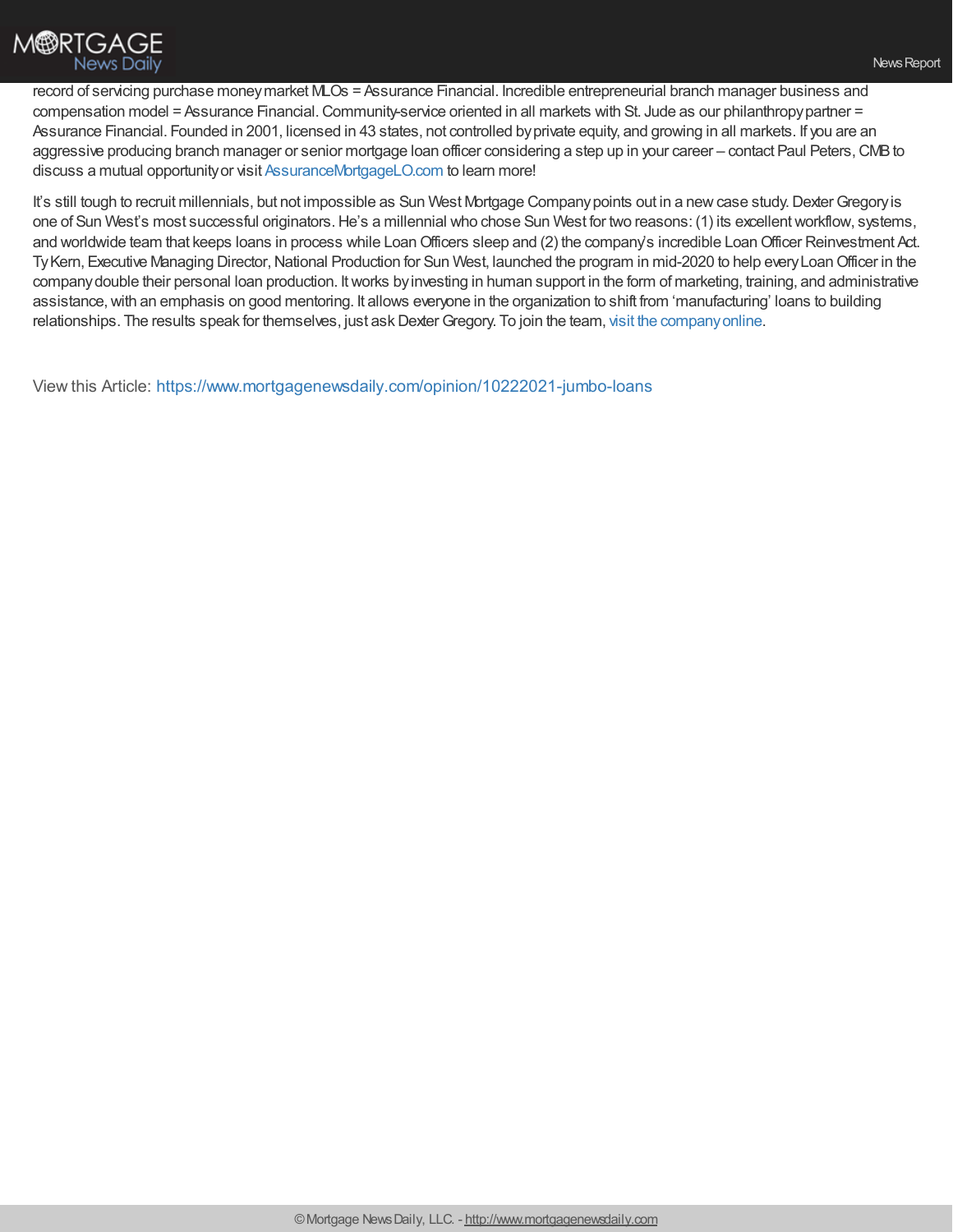record of servicing purchase money market MLOs = Assurance Financial. Incredible entrepreneurial branch manager business and compensation model = Assurance Financial. Community-service oriented in all markets with St. Jude as our philanthropy partner = Assurance Financial. Founded in 2001, licensed in 43 states, not controlled by private equity, and growing in all markets. If you are an aggressive producing branch manager or senior mortgage loan officer considering a step up in your career – contact Paul Peters, CMB to discuss a mutual opportunity or visit AssuranceMortgageLO.com to learn more!

It's still tough to recruit millennials, but not impossible as Sun West Mortgage Company points out in a new case study. Dexter Gregory is one of Sun West's most successful originators. He's a millennial who chose Sun West for two reasons: (1) its excellent workflow, systems, and worldwide team that keeps loans in process while Loan Officers sleep and (2) the company's incredible Loan Officer Reinvestment Act. Ty Kern, Executive Managing Director, National Production for Sun West, launched the program in mid-2020 to help every Loan Officer in the company double their personal loan production. It works by investing in human support in the form of marketing, training, and administrative assistance, with an emphasis on good mentoring. It allows everyone in the organization to shift from 'manufacturing' loans to building relationships. The results speak for themselves, just ask Dexter Gregory. To join the team, visit the company online.

View this Article: https://www.mortgagenewsdaily.com/opinion/10222021-jumbo-loans